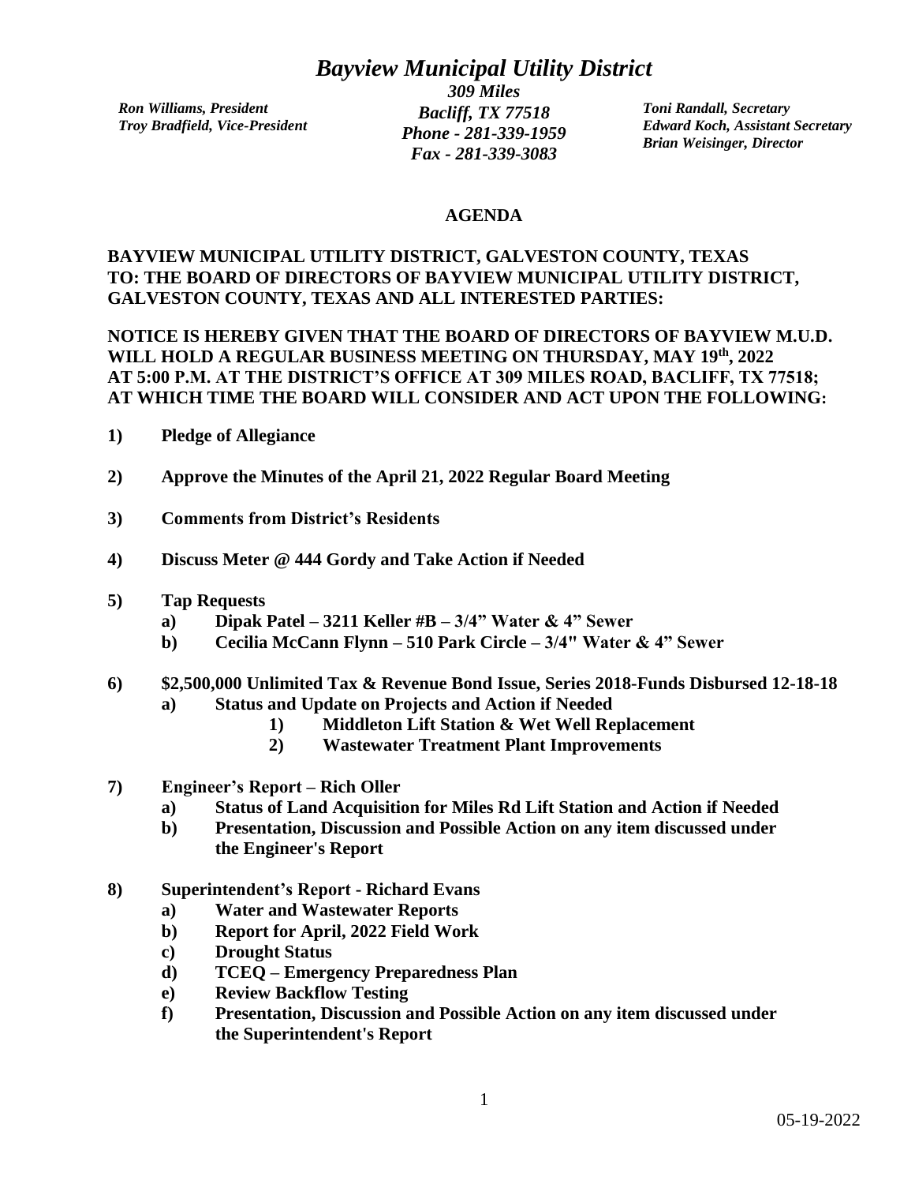# *Bayview Municipal Utility District*

*Ron Williams, President*
*Troy Bradfield, Vice-President*

***309 Miles***
***Bacliff, TX 77518***
***Phone - 281-339-1959***
***Fax - 281-339-3083***

*Toni Randall, Secretary*
*Edward Koch, Assistant Secretary*
*Brian Weisinger, Director*

## AGENDA

**BAYVIEW MUNICIPAL UTILITY DISTRICT, GALVESTON COUNTY, TEXAS**
**TO: THE BOARD OF DIRECTORS OF BAYVIEW MUNICIPAL UTILITY DISTRICT, GALVESTON COUNTY, TEXAS AND ALL INTERESTED PARTIES:**

**NOTICE IS HEREBY GIVEN THAT THE BOARD OF DIRECTORS OF BAYVIEW M.U.D. WILL HOLD A REGULAR BUSINESS MEETING ON THURSDAY, MAY 19th, 2022 AT 5:00 P.M. AT THE DISTRICT'S OFFICE AT 309 MILES ROAD, BACLIFF, TX 77518; AT WHICH TIME THE BOARD WILL CONSIDER AND ACT UPON THE FOLLOWING:**

**1) Pledge of Allegiance**

**2) Approve the Minutes of the April 21, 2022 Regular Board Meeting**

**3) Comments from District's Residents**

**4) Discuss Meter @ 444 Gordy and Take Action if Needed**

**5) Tap Requests**
- **a) Dipak Patel – 3211 Keller #B – 3/4" Water & 4" Sewer**
- **b) Cecilia McCann Flynn – 510 Park Circle – 3/4" Water & 4" Sewer**

**6) \$2,500,000 Unlimited Tax & Revenue Bond Issue, Series 2018-Funds Disbursed 12-18-18**
- **a) Status and Update on Projects and Action if Needed**
  - **1) Middleton Lift Station & Wet Well Replacement**
  - **2) Wastewater Treatment Plant Improvements**

**7) Engineer's Report – Rich Oller**
- **a) Status of Land Acquisition for Miles Rd Lift Station and Action if Needed**
- **b) Presentation, Discussion and Possible Action on any item discussed under the Engineer's Report**

**8) Superintendent's Report - Richard Evans**
- **a) Water and Wastewater Reports**
- **b) Report for April, 2022 Field Work**
- **c) Drought Status**
- **d) TCEQ – Emergency Preparedness Plan**
- **e) Review Backflow Testing**
- **f) Presentation, Discussion and Possible Action on any item discussed under the Superintendent's Report**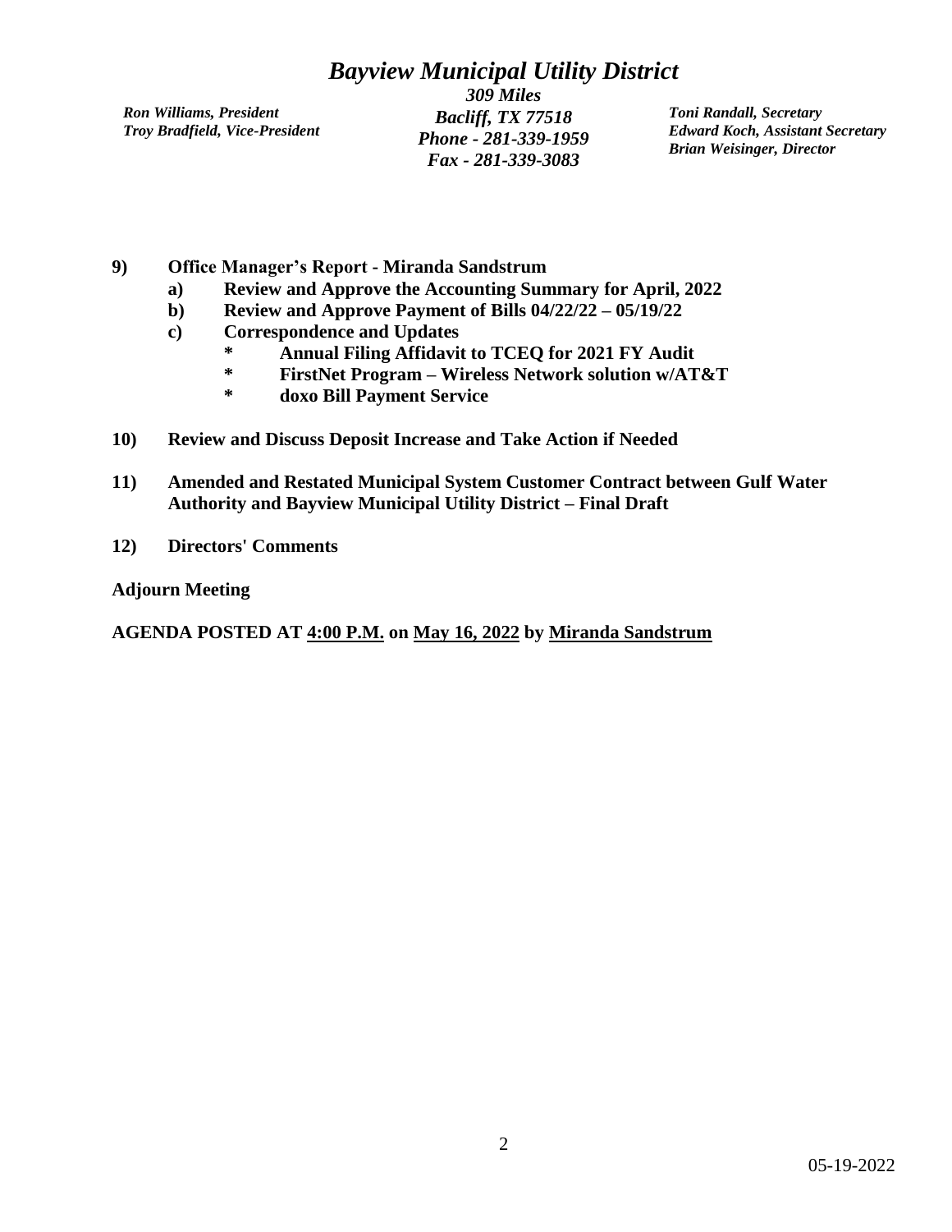# *Bayview Municipal Utility District*

***309 Miles***
***Bacliff, TX 77518***
***Phone - 281-339-1959***
***Fax - 281-339-3083***

***Ron Williams, President***
***Troy Bradfield, Vice-President***

***Toni Randall, Secretary***
***Edward Koch, Assistant Secretary***
***Brian Weisinger, Director***

**9) Office Manager's Report - Miranda Sandstrum**

- **a) Review and Approve the Accounting Summary for April, 2022**
- **b) Review and Approve Payment of Bills 04/22/22 – 05/19/22**
- **c) Correspondence and Updates**
  - **\* Annual Filing Affidavit to TCEQ for 2021 FY Audit**
  - **\* FirstNet Program – Wireless Network solution w/AT&T**
  - **\* doxo Bill Payment Service**

**10) Review and Discuss Deposit Increase and Take Action if Needed**

**11) Amended and Restated Municipal System Customer Contract between Gulf Water Authority and Bayview Municipal Utility District – Final Draft**

**12) Directors' Comments**

**Adjourn Meeting**

**AGENDA POSTED AT <u>4:00 P.M.</u> on <u>May 16, 2022</u> by <u>Miranda Sandstrum</u>**

05-19-2022